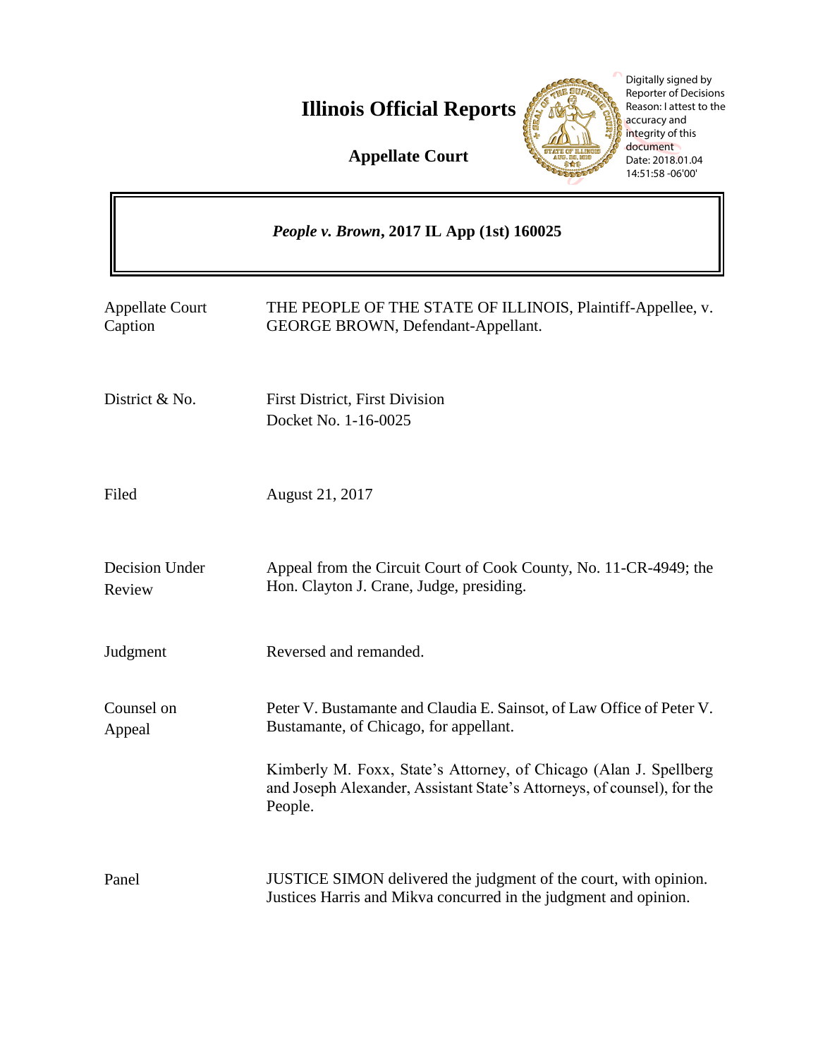# Illinois Official Reports

**Appellate Court**

Digitally signed by Reporter of Decisions
Reason: I attest to the accuracy and integrity of this document
Date: 2018.01.04 14:51:58 -06'00'

***People v. Brown*, 2017 IL App (1st) 160025**

| | |
|---|---|
| Appellate Court Caption | THE PEOPLE OF THE STATE OF ILLINOIS, Plaintiff-Appellee, v. GEORGE BROWN, Defendant-Appellant. |
| District & No. | First District, First Division<br>Docket No. 1-16-0025 |
| Filed | August 21, 2017 |
| Decision Under Review | Appeal from the Circuit Court of Cook County, No. 11-CR-4949; the Hon. Clayton J. Crane, Judge, presiding. |
| Judgment | Reversed and remanded. |
| Counsel on Appeal | Peter V. Bustamante and Claudia E. Sainsot, of Law Office of Peter V. Bustamante, of Chicago, for appellant.<br><br>Kimberly M. Foxx, State's Attorney, of Chicago (Alan J. Spellberg and Joseph Alexander, Assistant State's Attorneys, of counsel), for the People. |
| Panel | JUSTICE SIMON delivered the judgment of the court, with opinion.<br>Justices Harris and Mikva concurred in the judgment and opinion. |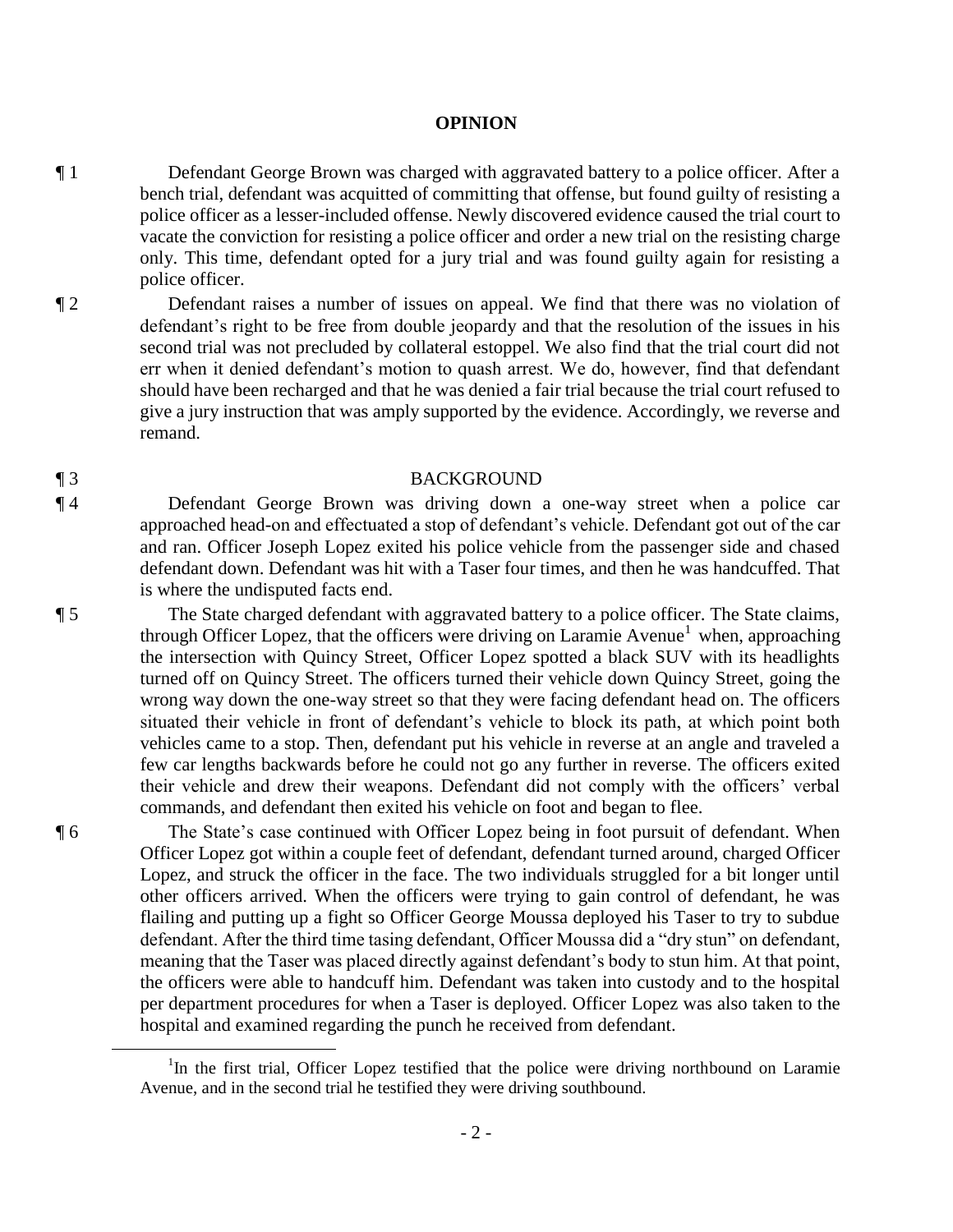## OPINION

¶ 1 Defendant George Brown was charged with aggravated battery to a police officer. After a bench trial, defendant was acquitted of committing that offense, but found guilty of resisting a police officer as a lesser-included offense. Newly discovered evidence caused the trial court to vacate the conviction for resisting a police officer and order a new trial on the resisting charge only. This time, defendant opted for a jury trial and was found guilty again for resisting a police officer.

¶ 2 Defendant raises a number of issues on appeal. We find that there was no violation of defendant's right to be free from double jeopardy and that the resolution of the issues in his second trial was not precluded by collateral estoppel. We also find that the trial court did not err when it denied defendant's motion to quash arrest. We do, however, find that defendant should have been recharged and that he was denied a fair trial because the trial court refused to give a jury instruction that was amply supported by the evidence. Accordingly, we reverse and remand.

¶ 3 BACKGROUND

¶ 4 Defendant George Brown was driving down a one-way street when a police car approached head-on and effectuated a stop of defendant's vehicle. Defendant got out of the car and ran. Officer Joseph Lopez exited his police vehicle from the passenger side and chased defendant down. Defendant was hit with a Taser four times, and then he was handcuffed. That is where the undisputed facts end.

¶ 5 The State charged defendant with aggravated battery to a police officer. The State claims, through Officer Lopez, that the officers were driving on Laramie Avenue[1] when, approaching the intersection with Quincy Street, Officer Lopez spotted a black SUV with its headlights turned off on Quincy Street. The officers turned their vehicle down Quincy Street, going the wrong way down the one-way street so that they were facing defendant head on. The officers situated their vehicle in front of defendant's vehicle to block its path, at which point both vehicles came to a stop. Then, defendant put his vehicle in reverse at an angle and traveled a few car lengths backwards before he could not go any further in reverse. The officers exited their vehicle and drew their weapons. Defendant did not comply with the officers' verbal commands, and defendant then exited his vehicle on foot and began to flee.

¶ 6 The State's case continued with Officer Lopez being in foot pursuit of defendant. When Officer Lopez got within a couple feet of defendant, defendant turned around, charged Officer Lopez, and struck the officer in the face. The two individuals struggled for a bit longer until other officers arrived. When the officers were trying to gain control of defendant, he was flailing and putting up a fight so Officer George Moussa deployed his Taser to try to subdue defendant. After the third time tasing defendant, Officer Moussa did a "dry stun" on defendant, meaning that the Taser was placed directly against defendant's body to stun him. At that point, the officers were able to handcuff him. Defendant was taken into custody and to the hospital per department procedures for when a Taser is deployed. Officer Lopez was also taken to the hospital and examined regarding the punch he received from defendant.

---

[1] In the first trial, Officer Lopez testified that the police were driving northbound on Laramie Avenue, and in the second trial he testified they were driving southbound.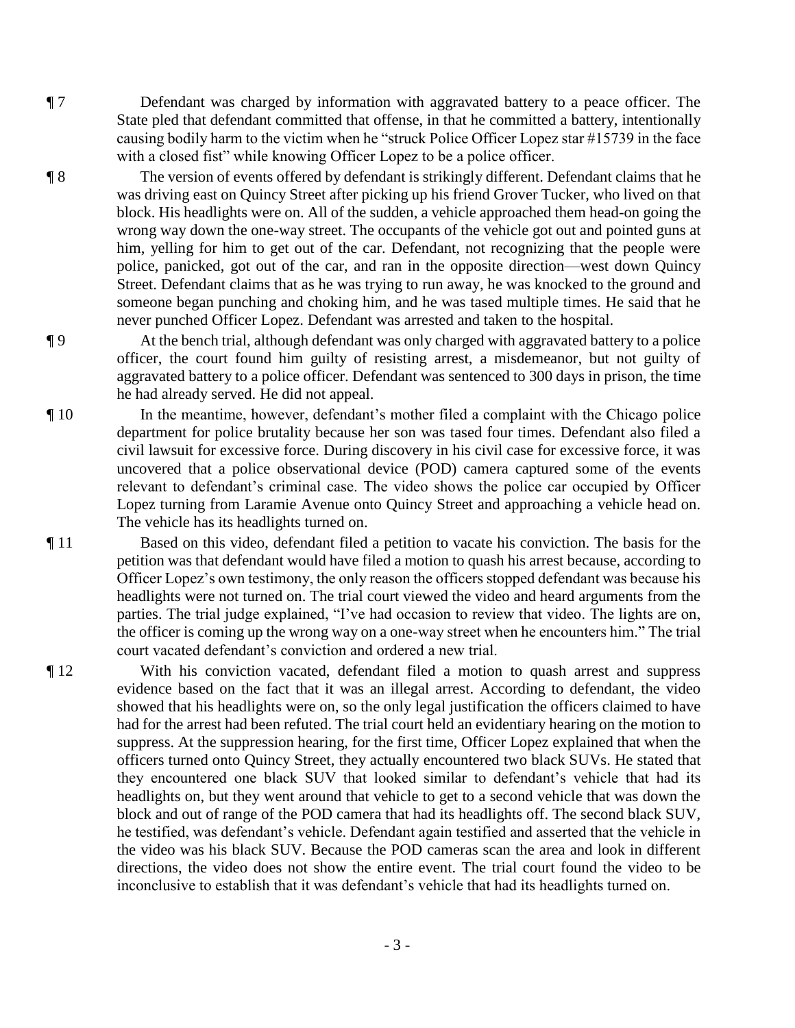¶ 7 Defendant was charged by information with aggravated battery to a peace officer. The State pled that defendant committed that offense, in that he committed a battery, intentionally causing bodily harm to the victim when he "struck Police Officer Lopez star #15739 in the face with a closed fist" while knowing Officer Lopez to be a police officer.

¶ 8 The version of events offered by defendant is strikingly different. Defendant claims that he was driving east on Quincy Street after picking up his friend Grover Tucker, who lived on that block. His headlights were on. All of the sudden, a vehicle approached them head-on going the wrong way down the one-way street. The occupants of the vehicle got out and pointed guns at him, yelling for him to get out of the car. Defendant, not recognizing that the people were police, panicked, got out of the car, and ran in the opposite direction—west down Quincy Street. Defendant claims that as he was trying to run away, he was knocked to the ground and someone began punching and choking him, and he was tased multiple times. He said that he never punched Officer Lopez. Defendant was arrested and taken to the hospital.

¶ 9 At the bench trial, although defendant was only charged with aggravated battery to a police officer, the court found him guilty of resisting arrest, a misdemeanor, but not guilty of aggravated battery to a police officer. Defendant was sentenced to 300 days in prison, the time he had already served. He did not appeal.

¶ 10 In the meantime, however, defendant's mother filed a complaint with the Chicago police department for police brutality because her son was tased four times. Defendant also filed a civil lawsuit for excessive force. During discovery in his civil case for excessive force, it was uncovered that a police observational device (POD) camera captured some of the events relevant to defendant's criminal case. The video shows the police car occupied by Officer Lopez turning from Laramie Avenue onto Quincy Street and approaching a vehicle head on. The vehicle has its headlights turned on.

¶ 11 Based on this video, defendant filed a petition to vacate his conviction. The basis for the petition was that defendant would have filed a motion to quash his arrest because, according to Officer Lopez's own testimony, the only reason the officers stopped defendant was because his headlights were not turned on. The trial court viewed the video and heard arguments from the parties. The trial judge explained, "I've had occasion to review that video. The lights are on, the officer is coming up the wrong way on a one-way street when he encounters him." The trial court vacated defendant's conviction and ordered a new trial.

¶ 12 With his conviction vacated, defendant filed a motion to quash arrest and suppress evidence based on the fact that it was an illegal arrest. According to defendant, the video showed that his headlights were on, so the only legal justification the officers claimed to have had for the arrest had been refuted. The trial court held an evidentiary hearing on the motion to suppress. At the suppression hearing, for the first time, Officer Lopez explained that when the officers turned onto Quincy Street, they actually encountered two black SUVs. He stated that they encountered one black SUV that looked similar to defendant's vehicle that had its headlights on, but they went around that vehicle to get to a second vehicle that was down the block and out of range of the POD camera that had its headlights off. The second black SUV, he testified, was defendant's vehicle. Defendant again testified and asserted that the vehicle in the video was his black SUV. Because the POD cameras scan the area and look in different directions, the video does not show the entire event. The trial court found the video to be inconclusive to establish that it was defendant's vehicle that had its headlights turned on.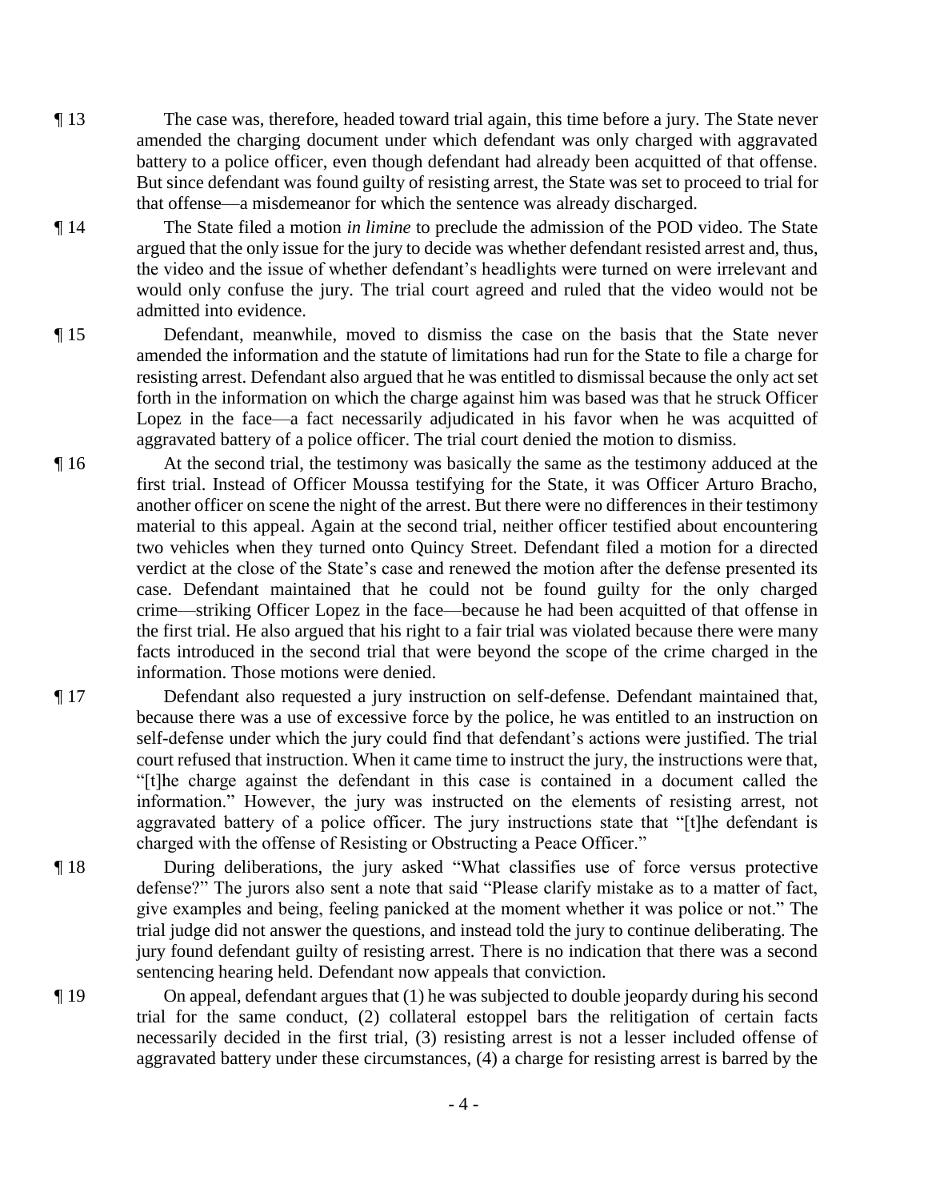¶ 13 The case was, therefore, headed toward trial again, this time before a jury. The State never amended the charging document under which defendant was only charged with aggravated battery to a police officer, even though defendant had already been acquitted of that offense. But since defendant was found guilty of resisting arrest, the State was set to proceed to trial for that offense—a misdemeanor for which the sentence was already discharged.

¶ 14 The State filed a motion *in limine* to preclude the admission of the POD video. The State argued that the only issue for the jury to decide was whether defendant resisted arrest and, thus, the video and the issue of whether defendant's headlights were turned on were irrelevant and would only confuse the jury. The trial court agreed and ruled that the video would not be admitted into evidence.

¶ 15 Defendant, meanwhile, moved to dismiss the case on the basis that the State never amended the information and the statute of limitations had run for the State to file a charge for resisting arrest. Defendant also argued that he was entitled to dismissal because the only act set forth in the information on which the charge against him was based was that he struck Officer Lopez in the face—a fact necessarily adjudicated in his favor when he was acquitted of aggravated battery of a police officer. The trial court denied the motion to dismiss.

¶ 16 At the second trial, the testimony was basically the same as the testimony adduced at the first trial. Instead of Officer Moussa testifying for the State, it was Officer Arturo Bracho, another officer on scene the night of the arrest. But there were no differences in their testimony material to this appeal. Again at the second trial, neither officer testified about encountering two vehicles when they turned onto Quincy Street. Defendant filed a motion for a directed verdict at the close of the State's case and renewed the motion after the defense presented its case. Defendant maintained that he could not be found guilty for the only charged crime—striking Officer Lopez in the face—because he had been acquitted of that offense in the first trial. He also argued that his right to a fair trial was violated because there were many facts introduced in the second trial that were beyond the scope of the crime charged in the information. Those motions were denied.

¶ 17 Defendant also requested a jury instruction on self-defense. Defendant maintained that, because there was a use of excessive force by the police, he was entitled to an instruction on self-defense under which the jury could find that defendant's actions were justified. The trial court refused that instruction. When it came time to instruct the jury, the instructions were that, "[t]he charge against the defendant in this case is contained in a document called the information." However, the jury was instructed on the elements of resisting arrest, not aggravated battery of a police officer. The jury instructions state that "[t]he defendant is charged with the offense of Resisting or Obstructing a Peace Officer."

¶ 18 During deliberations, the jury asked "What classifies use of force versus protective defense?" The jurors also sent a note that said "Please clarify mistake as to a matter of fact, give examples and being, feeling panicked at the moment whether it was police or not." The trial judge did not answer the questions, and instead told the jury to continue deliberating. The jury found defendant guilty of resisting arrest. There is no indication that there was a second sentencing hearing held. Defendant now appeals that conviction.

¶ 19 On appeal, defendant argues that (1) he was subjected to double jeopardy during his second trial for the same conduct, (2) collateral estoppel bars the relitigation of certain facts necessarily decided in the first trial, (3) resisting arrest is not a lesser included offense of aggravated battery under these circumstances, (4) a charge for resisting arrest is barred by the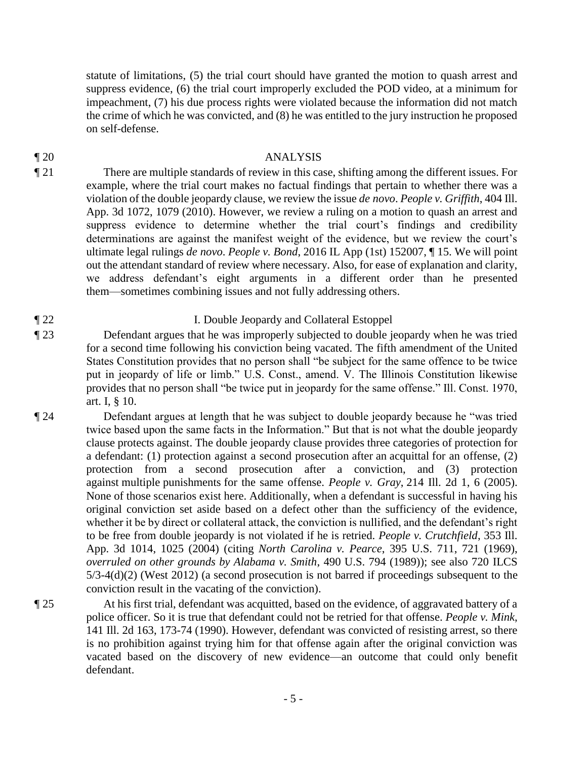statute of limitations, (5) the trial court should have granted the motion to quash arrest and suppress evidence, (6) the trial court improperly excluded the POD video, at a minimum for impeachment, (7) his due process rights were violated because the information did not match the crime of which he was convicted, and (8) he was entitled to the jury instruction he proposed on self-defense.

¶ 20 ANALYSIS

¶ 21 There are multiple standards of review in this case, shifting among the different issues. For example, where the trial court makes no factual findings that pertain to whether there was a violation of the double jeopardy clause, we review the issue *de novo*. *People v. Griffith*, 404 Ill. App. 3d 1072, 1079 (2010). However, we review a ruling on a motion to quash an arrest and suppress evidence to determine whether the trial court's findings and credibility determinations are against the manifest weight of the evidence, but we review the court's ultimate legal rulings *de novo*. *People v. Bond*, 2016 IL App (1st) 152007, ¶ 15. We will point out the attendant standard of review where necessary. Also, for ease of explanation and clarity, we address defendant's eight arguments in a different order than he presented them—sometimes combining issues and not fully addressing others.

¶ 22 I. Double Jeopardy and Collateral Estoppel

¶ 23 Defendant argues that he was improperly subjected to double jeopardy when he was tried for a second time following his conviction being vacated. The fifth amendment of the United States Constitution provides that no person shall "be subject for the same offence to be twice put in jeopardy of life or limb." U.S. Const., amend. V. The Illinois Constitution likewise provides that no person shall "be twice put in jeopardy for the same offense." Ill. Const. 1970, art. I, § 10.

¶ 24 Defendant argues at length that he was subject to double jeopardy because he "was tried twice based upon the same facts in the Information." But that is not what the double jeopardy clause protects against. The double jeopardy clause provides three categories of protection for a defendant: (1) protection against a second prosecution after an acquittal for an offense, (2) protection from a second prosecution after a conviction, and (3) protection against multiple punishments for the same offense. *People v. Gray*, 214 Ill. 2d 1, 6 (2005). None of those scenarios exist here. Additionally, when a defendant is successful in having his original conviction set aside based on a defect other than the sufficiency of the evidence, whether it be by direct or collateral attack, the conviction is nullified, and the defendant's right to be free from double jeopardy is not violated if he is retried. *People v. Crutchfield*, 353 Ill. App. 3d 1014, 1025 (2004) (citing *North Carolina v. Pearce*, 395 U.S. 711, 721 (1969), *overruled on other grounds by Alabama v. Smith*, 490 U.S. 794 (1989)); see also 720 ILCS 5/3-4(d)(2) (West 2012) (a second prosecution is not barred if proceedings subsequent to the conviction result in the vacating of the conviction).

¶ 25 At his first trial, defendant was acquitted, based on the evidence, of aggravated battery of a police officer. So it is true that defendant could not be retried for that offense. *People v. Mink*, 141 Ill. 2d 163, 173-74 (1990). However, defendant was convicted of resisting arrest, so there is no prohibition against trying him for that offense again after the original conviction was vacated based on the discovery of new evidence—an outcome that could only benefit defendant.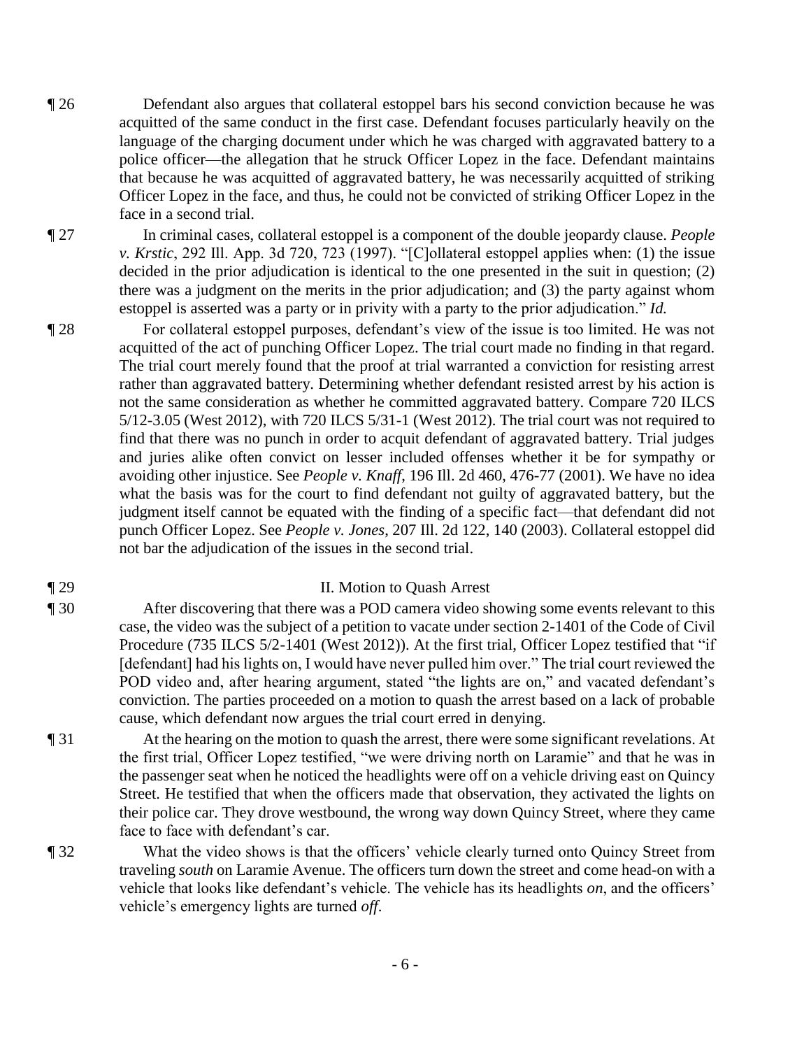¶ 26 Defendant also argues that collateral estoppel bars his second conviction because he was acquitted of the same conduct in the first case. Defendant focuses particularly heavily on the language of the charging document under which he was charged with aggravated battery to a police officer—the allegation that he struck Officer Lopez in the face. Defendant maintains that because he was acquitted of aggravated battery, he was necessarily acquitted of striking Officer Lopez in the face, and thus, he could not be convicted of striking Officer Lopez in the face in a second trial.

¶ 27 In criminal cases, collateral estoppel is a component of the double jeopardy clause. *People v. Krstic*, 292 Ill. App. 3d 720, 723 (1997). "[C]ollateral estoppel applies when: (1) the issue decided in the prior adjudication is identical to the one presented in the suit in question; (2) there was a judgment on the merits in the prior adjudication; and (3) the party against whom estoppel is asserted was a party or in privity with a party to the prior adjudication." *Id.*

¶ 28 For collateral estoppel purposes, defendant's view of the issue is too limited. He was not acquitted of the act of punching Officer Lopez. The trial court made no finding in that regard. The trial court merely found that the proof at trial warranted a conviction for resisting arrest rather than aggravated battery. Determining whether defendant resisted arrest by his action is not the same consideration as whether he committed aggravated battery. Compare 720 ILCS 5/12-3.05 (West 2012), with 720 ILCS 5/31-1 (West 2012). The trial court was not required to find that there was no punch in order to acquit defendant of aggravated battery. Trial judges and juries alike often convict on lesser included offenses whether it be for sympathy or avoiding other injustice. See *People v. Knaff*, 196 Ill. 2d 460, 476-77 (2001). We have no idea what the basis was for the court to find defendant not guilty of aggravated battery, but the judgment itself cannot be equated with the finding of a specific fact—that defendant did not punch Officer Lopez. See *People v. Jones*, 207 Ill. 2d 122, 140 (2003). Collateral estoppel did not bar the adjudication of the issues in the second trial.

## ¶ 29 II. Motion to Quash Arrest

¶ 30 After discovering that there was a POD camera video showing some events relevant to this case, the video was the subject of a petition to vacate under section 2-1401 of the Code of Civil Procedure (735 ILCS 5/2-1401 (West 2012)). At the first trial, Officer Lopez testified that "if [defendant] had his lights on, I would have never pulled him over." The trial court reviewed the POD video and, after hearing argument, stated "the lights are on," and vacated defendant's conviction. The parties proceeded on a motion to quash the arrest based on a lack of probable cause, which defendant now argues the trial court erred in denying.

¶ 31 At the hearing on the motion to quash the arrest, there were some significant revelations. At the first trial, Officer Lopez testified, "we were driving north on Laramie" and that he was in the passenger seat when he noticed the headlights were off on a vehicle driving east on Quincy Street. He testified that when the officers made that observation, they activated the lights on their police car. They drove westbound, the wrong way down Quincy Street, where they came face to face with defendant's car.

¶ 32 What the video shows is that the officers' vehicle clearly turned onto Quincy Street from traveling *south* on Laramie Avenue. The officers turn down the street and come head-on with a vehicle that looks like defendant's vehicle. The vehicle has its headlights *on*, and the officers' vehicle's emergency lights are turned *off*.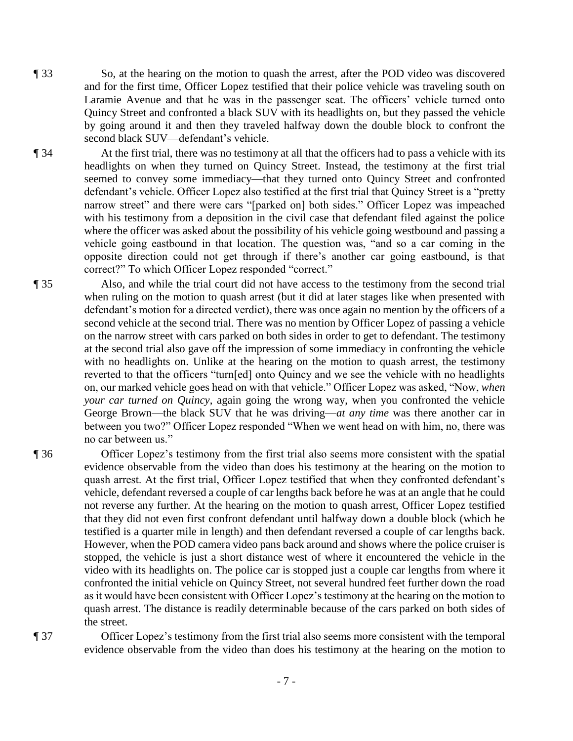¶ 33 So, at the hearing on the motion to quash the arrest, after the POD video was discovered and for the first time, Officer Lopez testified that their police vehicle was traveling south on Laramie Avenue and that he was in the passenger seat. The officers' vehicle turned onto Quincy Street and confronted a black SUV with its headlights on, but they passed the vehicle by going around it and then they traveled halfway down the double block to confront the second black SUV—defendant's vehicle.

¶ 34 At the first trial, there was no testimony at all that the officers had to pass a vehicle with its headlights on when they turned on Quincy Street. Instead, the testimony at the first trial seemed to convey some immediacy—that they turned onto Quincy Street and confronted defendant's vehicle. Officer Lopez also testified at the first trial that Quincy Street is a "pretty narrow street" and there were cars "[parked on] both sides." Officer Lopez was impeached with his testimony from a deposition in the civil case that defendant filed against the police where the officer was asked about the possibility of his vehicle going westbound and passing a vehicle going eastbound in that location. The question was, "and so a car coming in the opposite direction could not get through if there's another car going eastbound, is that correct?" To which Officer Lopez responded "correct."

¶ 35 Also, and while the trial court did not have access to the testimony from the second trial when ruling on the motion to quash arrest (but it did at later stages like when presented with defendant's motion for a directed verdict), there was once again no mention by the officers of a second vehicle at the second trial. There was no mention by Officer Lopez of passing a vehicle on the narrow street with cars parked on both sides in order to get to defendant. The testimony at the second trial also gave off the impression of some immediacy in confronting the vehicle with no headlights on. Unlike at the hearing on the motion to quash arrest, the testimony reverted to that the officers "turn[ed] onto Quincy and we see the vehicle with no headlights on, our marked vehicle goes head on with that vehicle." Officer Lopez was asked, "Now, *when your car turned on Quincy*, again going the wrong way, when you confronted the vehicle George Brown—the black SUV that he was driving—*at any time* was there another car in between you two?" Officer Lopez responded "When we went head on with him, no, there was no car between us."

¶ 36 Officer Lopez's testimony from the first trial also seems more consistent with the spatial evidence observable from the video than does his testimony at the hearing on the motion to quash arrest. At the first trial, Officer Lopez testified that when they confronted defendant's vehicle, defendant reversed a couple of car lengths back before he was at an angle that he could not reverse any further. At the hearing on the motion to quash arrest, Officer Lopez testified that they did not even first confront defendant until halfway down a double block (which he testified is a quarter mile in length) and then defendant reversed a couple of car lengths back. However, when the POD camera video pans back around and shows where the police cruiser is stopped, the vehicle is just a short distance west of where it encountered the vehicle in the video with its headlights on. The police car is stopped just a couple car lengths from where it confronted the initial vehicle on Quincy Street, not several hundred feet further down the road as it would have been consistent with Officer Lopez's testimony at the hearing on the motion to quash arrest. The distance is readily determinable because of the cars parked on both sides of the street.

¶ 37 Officer Lopez's testimony from the first trial also seems more consistent with the temporal evidence observable from the video than does his testimony at the hearing on the motion to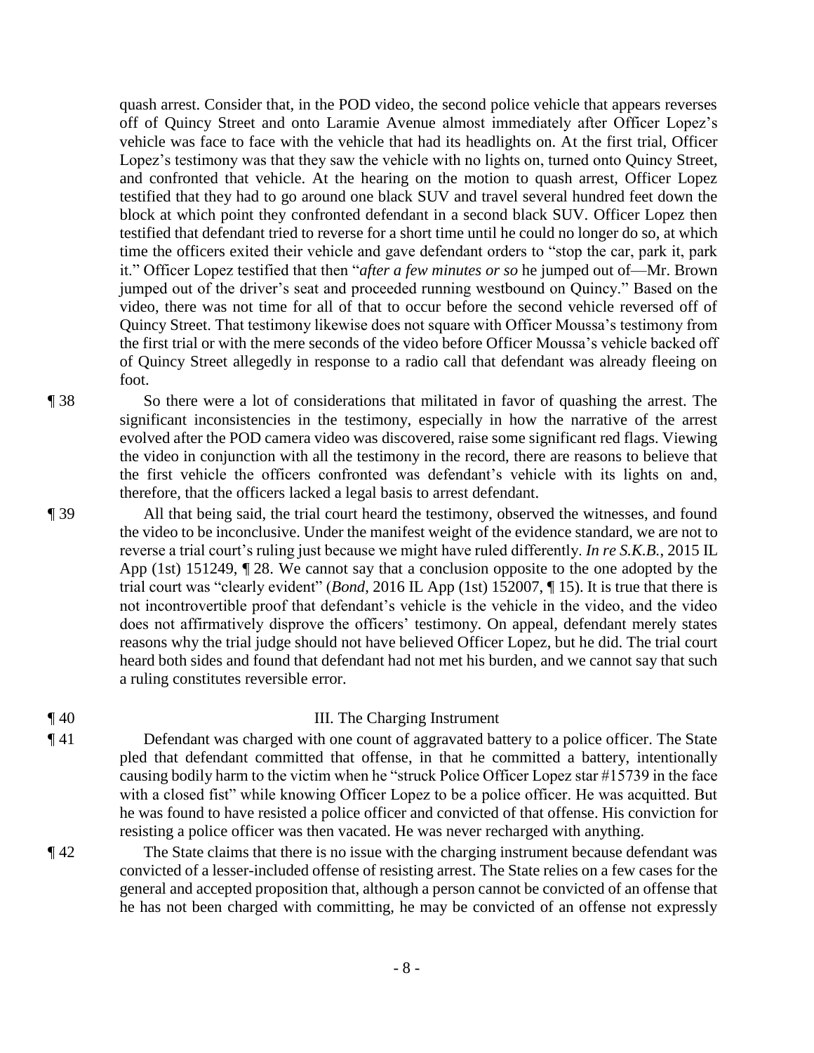quash arrest. Consider that, in the POD video, the second police vehicle that appears reverses off of Quincy Street and onto Laramie Avenue almost immediately after Officer Lopez's vehicle was face to face with the vehicle that had its headlights on. At the first trial, Officer Lopez's testimony was that they saw the vehicle with no lights on, turned onto Quincy Street, and confronted that vehicle. At the hearing on the motion to quash arrest, Officer Lopez testified that they had to go around one black SUV and travel several hundred feet down the block at which point they confronted defendant in a second black SUV. Officer Lopez then testified that defendant tried to reverse for a short time until he could no longer do so, at which time the officers exited their vehicle and gave defendant orders to "stop the car, park it, park it." Officer Lopez testified that then "*after a few minutes or so* he jumped out of—Mr. Brown jumped out of the driver's seat and proceeded running westbound on Quincy." Based on the video, there was not time for all of that to occur before the second vehicle reversed off of Quincy Street. That testimony likewise does not square with Officer Moussa's testimony from the first trial or with the mere seconds of the video before Officer Moussa's vehicle backed off of Quincy Street allegedly in response to a radio call that defendant was already fleeing on foot.

¶ 38 So there were a lot of considerations that militated in favor of quashing the arrest. The significant inconsistencies in the testimony, especially in how the narrative of the arrest evolved after the POD camera video was discovered, raise some significant red flags. Viewing the video in conjunction with all the testimony in the record, there are reasons to believe that the first vehicle the officers confronted was defendant's vehicle with its lights on and, therefore, that the officers lacked a legal basis to arrest defendant.

¶ 39 All that being said, the trial court heard the testimony, observed the witnesses, and found the video to be inconclusive. Under the manifest weight of the evidence standard, we are not to reverse a trial court's ruling just because we might have ruled differently. *In re S.K.B.*, 2015 IL App (1st) 151249, ¶ 28. We cannot say that a conclusion opposite to the one adopted by the trial court was "clearly evident" (*Bond*, 2016 IL App (1st) 152007, ¶ 15). It is true that there is not incontrovertible proof that defendant's vehicle is the vehicle in the video, and the video does not affirmatively disprove the officers' testimony. On appeal, defendant merely states reasons why the trial judge should not have believed Officer Lopez, but he did. The trial court heard both sides and found that defendant had not met his burden, and we cannot say that such a ruling constitutes reversible error.

¶ 40 III. The Charging Instrument

¶ 41 Defendant was charged with one count of aggravated battery to a police officer. The State pled that defendant committed that offense, in that he committed a battery, intentionally causing bodily harm to the victim when he "struck Police Officer Lopez star #15739 in the face with a closed fist" while knowing Officer Lopez to be a police officer. He was acquitted. But he was found to have resisted a police officer and convicted of that offense. His conviction for resisting a police officer was then vacated. He was never recharged with anything.

¶ 42 The State claims that there is no issue with the charging instrument because defendant was convicted of a lesser-included offense of resisting arrest. The State relies on a few cases for the general and accepted proposition that, although a person cannot be convicted of an offense that he has not been charged with committing, he may be convicted of an offense not expressly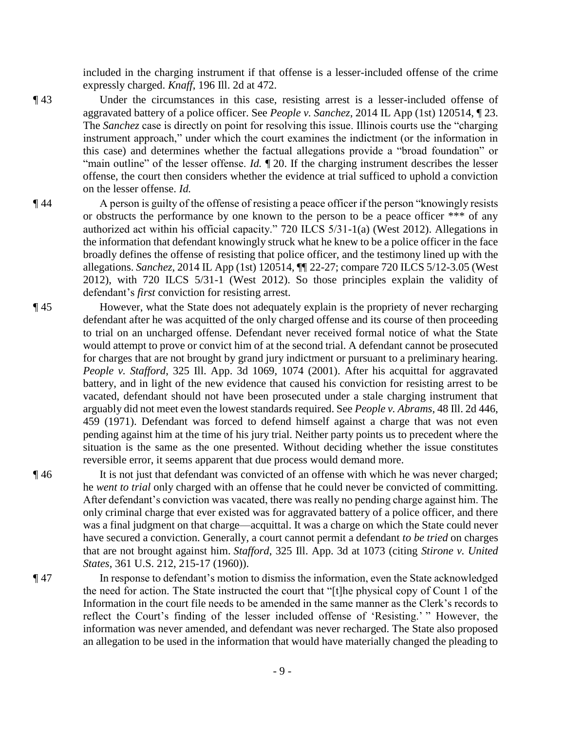included in the charging instrument if that offense is a lesser-included offense of the crime expressly charged. *Knaff*, 196 Ill. 2d at 472.

¶ 43 Under the circumstances in this case, resisting arrest is a lesser-included offense of aggravated battery of a police officer. See *People v. Sanchez*, 2014 IL App (1st) 120514, ¶ 23. The *Sanchez* case is directly on point for resolving this issue. Illinois courts use the "charging instrument approach," under which the court examines the indictment (or the information in this case) and determines whether the factual allegations provide a "broad foundation" or "main outline" of the lesser offense. *Id.* ¶ 20. If the charging instrument describes the lesser offense, the court then considers whether the evidence at trial sufficed to uphold a conviction on the lesser offense. *Id.*

¶ 44 A person is guilty of the offense of resisting a peace officer if the person "knowingly resists or obstructs the performance by one known to the person to be a peace officer *** of any authorized act within his official capacity." 720 ILCS 5/31-1(a) (West 2012). Allegations in the information that defendant knowingly struck what he knew to be a police officer in the face broadly defines the offense of resisting that police officer, and the testimony lined up with the allegations. *Sanchez*, 2014 IL App (1st) 120514, ¶¶ 22-27; compare 720 ILCS 5/12-3.05 (West 2012), with 720 ILCS 5/31-1 (West 2012). So those principles explain the validity of defendant's *first* conviction for resisting arrest.

¶ 45 However, what the State does not adequately explain is the propriety of never recharging defendant after he was acquitted of the only charged offense and its course of then proceeding to trial on an uncharged offense. Defendant never received formal notice of what the State would attempt to prove or convict him of at the second trial. A defendant cannot be prosecuted for charges that are not brought by grand jury indictment or pursuant to a preliminary hearing. *People v. Stafford*, 325 Ill. App. 3d 1069, 1074 (2001). After his acquittal for aggravated battery, and in light of the new evidence that caused his conviction for resisting arrest to be vacated, defendant should not have been prosecuted under a stale charging instrument that arguably did not meet even the lowest standards required. See *People v. Abrams*, 48 Ill. 2d 446, 459 (1971). Defendant was forced to defend himself against a charge that was not even pending against him at the time of his jury trial. Neither party points us to precedent where the situation is the same as the one presented. Without deciding whether the issue constitutes reversible error, it seems apparent that due process would demand more.

¶ 46 It is not just that defendant was convicted of an offense with which he was never charged; he *went to trial* only charged with an offense that he could never be convicted of committing. After defendant's conviction was vacated, there was really no pending charge against him. The only criminal charge that ever existed was for aggravated battery of a police officer, and there was a final judgment on that charge—acquittal. It was a charge on which the State could never have secured a conviction. Generally, a court cannot permit a defendant *to be tried* on charges that are not brought against him. *Stafford*, 325 Ill. App. 3d at 1073 (citing *Stirone v. United States*, 361 U.S. 212, 215-17 (1960)).

¶ 47 In response to defendant's motion to dismiss the information, even the State acknowledged the need for action. The State instructed the court that "[t]he physical copy of Count 1 of the Information in the court file needs to be amended in the same manner as the Clerk's records to reflect the Court's finding of the lesser included offense of 'Resisting.' " However, the information was never amended, and defendant was never recharged. The State also proposed an allegation to be used in the information that would have materially changed the pleading to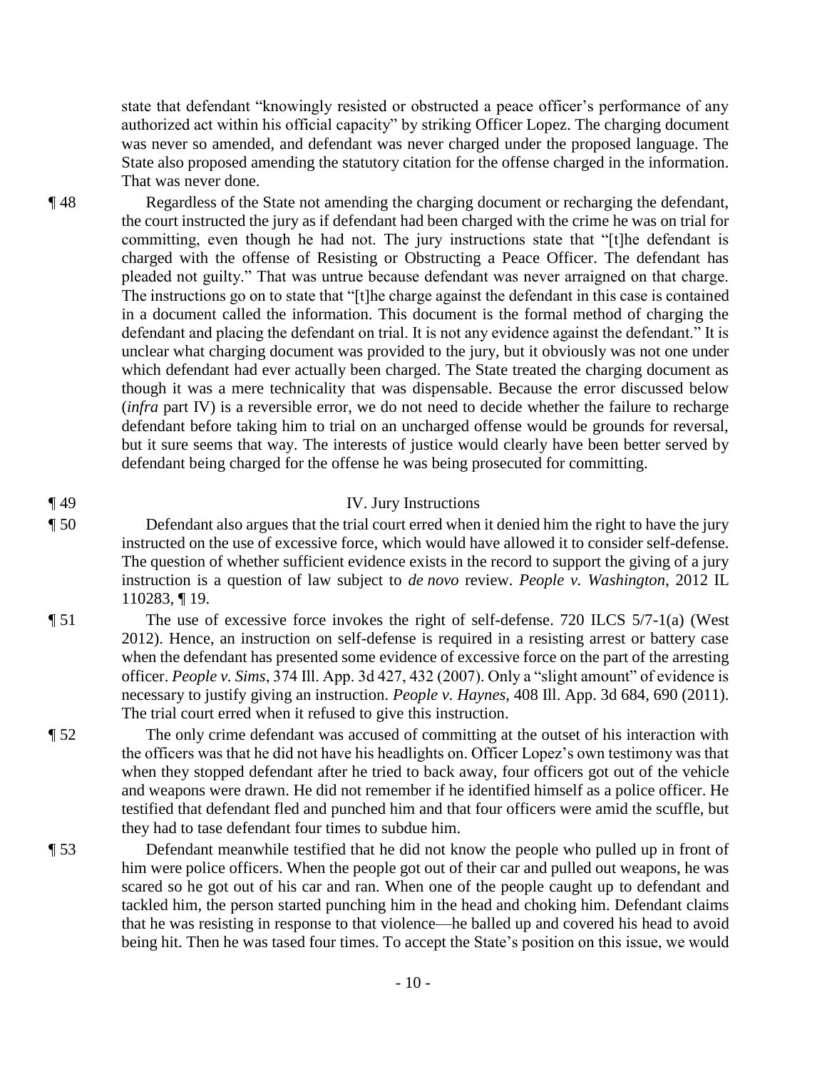state that defendant "knowingly resisted or obstructed a peace officer's performance of any authorized act within his official capacity" by striking Officer Lopez. The charging document was never so amended, and defendant was never charged under the proposed language. The State also proposed amending the statutory citation for the offense charged in the information. That was never done.

¶ 48 Regardless of the State not amending the charging document or recharging the defendant, the court instructed the jury as if defendant had been charged with the crime he was on trial for committing, even though he had not. The jury instructions state that "[t]he defendant is charged with the offense of Resisting or Obstructing a Peace Officer. The defendant has pleaded not guilty." That was untrue because defendant was never arraigned on that charge. The instructions go on to state that "[t]he charge against the defendant in this case is contained in a document called the information. This document is the formal method of charging the defendant and placing the defendant on trial. It is not any evidence against the defendant." It is unclear what charging document was provided to the jury, but it obviously was not one under which defendant had ever actually been charged. The State treated the charging document as though it was a mere technicality that was dispensable. Because the error discussed below (*infra* part IV) is a reversible error, we do not need to decide whether the failure to recharge defendant before taking him to trial on an uncharged offense would be grounds for reversal, but it sure seems that way. The interests of justice would clearly have been better served by defendant being charged for the offense he was being prosecuted for committing.

¶ 49 IV. Jury Instructions

¶ 50 Defendant also argues that the trial court erred when it denied him the right to have the jury instructed on the use of excessive force, which would have allowed it to consider self-defense. The question of whether sufficient evidence exists in the record to support the giving of a jury instruction is a question of law subject to *de novo* review. *People v. Washington*, 2012 IL 110283, ¶ 19.

¶ 51 The use of excessive force invokes the right of self-defense. 720 ILCS 5/7-1(a) (West 2012). Hence, an instruction on self-defense is required in a resisting arrest or battery case when the defendant has presented some evidence of excessive force on the part of the arresting officer. *People v. Sims*, 374 Ill. App. 3d 427, 432 (2007). Only a "slight amount" of evidence is necessary to justify giving an instruction. *People v. Haynes*, 408 Ill. App. 3d 684, 690 (2011). The trial court erred when it refused to give this instruction.

¶ 52 The only crime defendant was accused of committing at the outset of his interaction with the officers was that he did not have his headlights on. Officer Lopez's own testimony was that when they stopped defendant after he tried to back away, four officers got out of the vehicle and weapons were drawn. He did not remember if he identified himself as a police officer. He testified that defendant fled and punched him and that four officers were amid the scuffle, but they had to tase defendant four times to subdue him.

¶ 53 Defendant meanwhile testified that he did not know the people who pulled up in front of him were police officers. When the people got out of their car and pulled out weapons, he was scared so he got out of his car and ran. When one of the people caught up to defendant and tackled him, the person started punching him in the head and choking him. Defendant claims that he was resisting in response to that violence—he balled up and covered his head to avoid being hit. Then he was tased four times. To accept the State's position on this issue, we would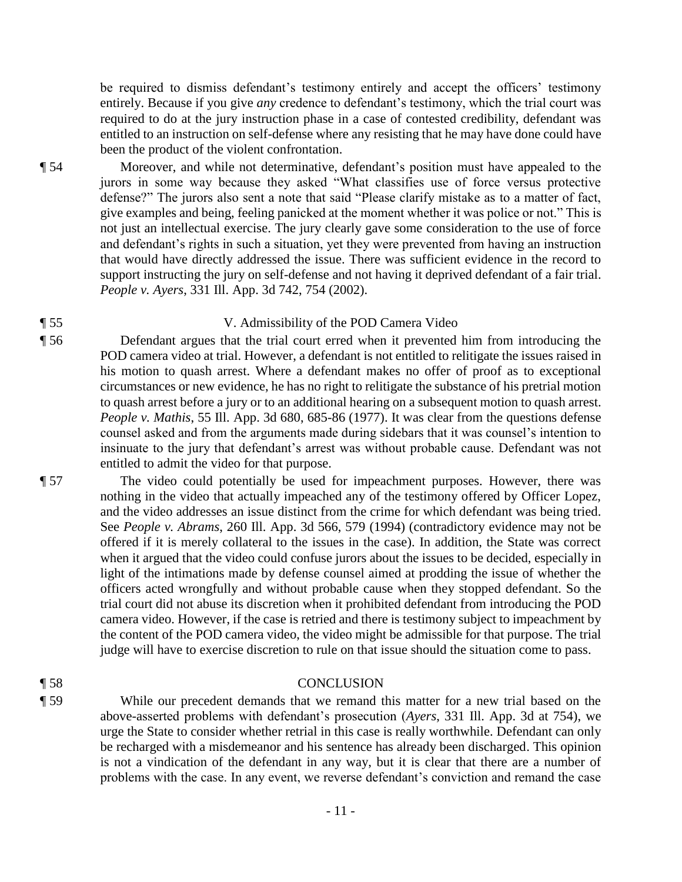be required to dismiss defendant's testimony entirely and accept the officers' testimony entirely. Because if you give *any* credence to defendant's testimony, which the trial court was required to do at the jury instruction phase in a case of contested credibility, defendant was entitled to an instruction on self-defense where any resisting that he may have done could have been the product of the violent confrontation.

¶ 54 Moreover, and while not determinative, defendant's position must have appealed to the jurors in some way because they asked "What classifies use of force versus protective defense?" The jurors also sent a note that said "Please clarify mistake as to a matter of fact, give examples and being, feeling panicked at the moment whether it was police or not." This is not just an intellectual exercise. The jury clearly gave some consideration to the use of force and defendant's rights in such a situation, yet they were prevented from having an instruction that would have directly addressed the issue. There was sufficient evidence in the record to support instructing the jury on self-defense and not having it deprived defendant of a fair trial. *People v. Ayers*, 331 Ill. App. 3d 742, 754 (2002).

## ¶ 55 V. Admissibility of the POD Camera Video

¶ 56 Defendant argues that the trial court erred when it prevented him from introducing the POD camera video at trial. However, a defendant is not entitled to relitigate the issues raised in his motion to quash arrest. Where a defendant makes no offer of proof as to exceptional circumstances or new evidence, he has no right to relitigate the substance of his pretrial motion to quash arrest before a jury or to an additional hearing on a subsequent motion to quash arrest. *People v. Mathis*, 55 Ill. App. 3d 680, 685-86 (1977). It was clear from the questions defense counsel asked and from the arguments made during sidebars that it was counsel's intention to insinuate to the jury that defendant's arrest was without probable cause. Defendant was not entitled to admit the video for that purpose.

¶ 57 The video could potentially be used for impeachment purposes. However, there was nothing in the video that actually impeached any of the testimony offered by Officer Lopez, and the video addresses an issue distinct from the crime for which defendant was being tried. See *People v. Abrams*, 260 Ill. App. 3d 566, 579 (1994) (contradictory evidence may not be offered if it is merely collateral to the issues in the case). In addition, the State was correct when it argued that the video could confuse jurors about the issues to be decided, especially in light of the intimations made by defense counsel aimed at prodding the issue of whether the officers acted wrongfully and without probable cause when they stopped defendant. So the trial court did not abuse its discretion when it prohibited defendant from introducing the POD camera video. However, if the case is retried and there is testimony subject to impeachment by the content of the POD camera video, the video might be admissible for that purpose. The trial judge will have to exercise discretion to rule on that issue should the situation come to pass.

## ¶ 58 CONCLUSION

¶ 59 While our precedent demands that we remand this matter for a new trial based on the above-asserted problems with defendant's prosecution (*Ayers*, 331 Ill. App. 3d at 754), we urge the State to consider whether retrial in this case is really worthwhile. Defendant can only be recharged with a misdemeanor and his sentence has already been discharged. This opinion is not a vindication of the defendant in any way, but it is clear that there are a number of problems with the case. In any event, we reverse defendant's conviction and remand the case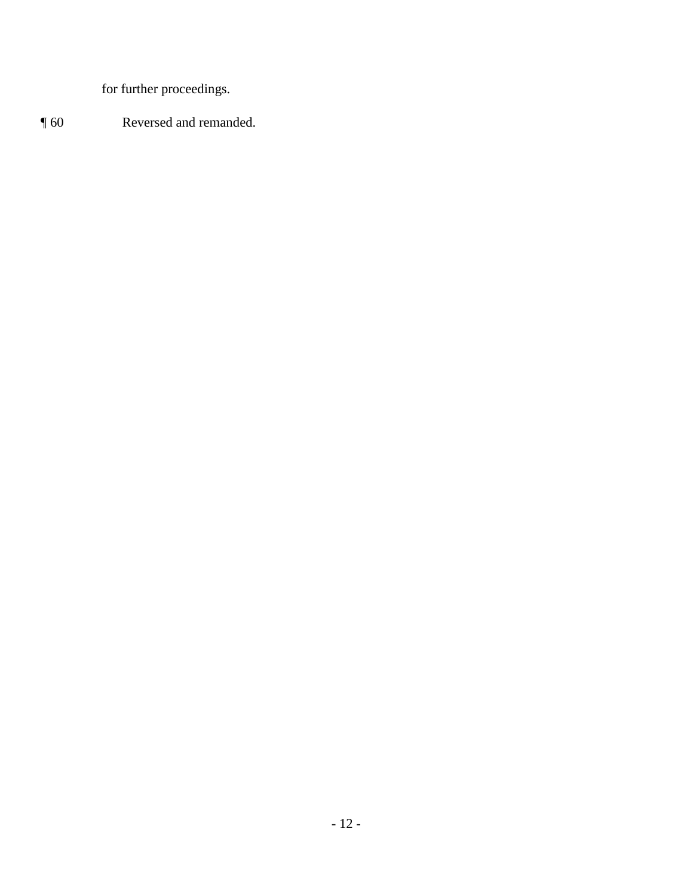for further proceedings.

¶ 60 Reversed and remanded.